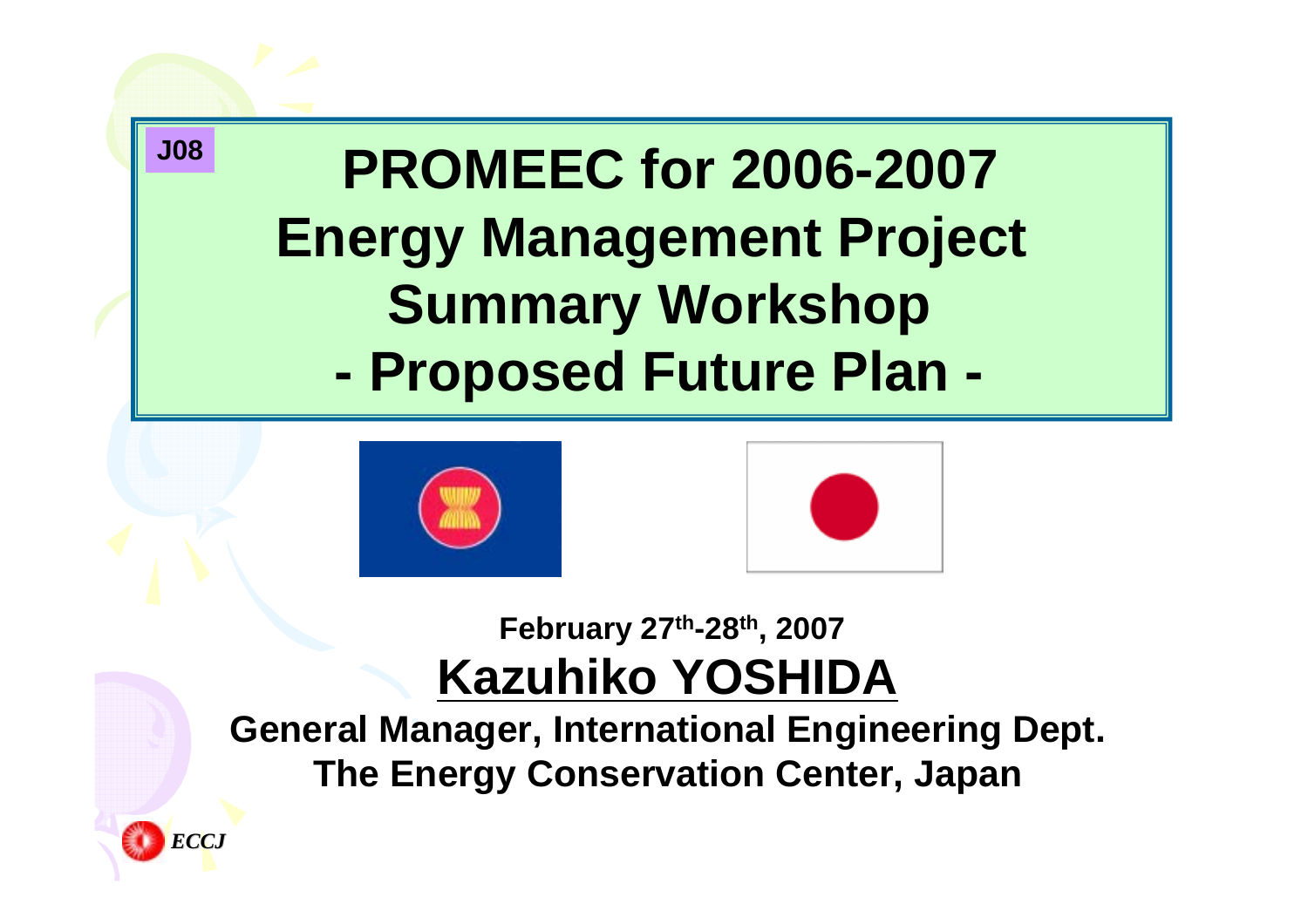J08

# PROMEEC for 2006-2007 Energy Management Project Summary Workshop - Proposed Future Plan -

**February 27th-28th, 2007**

**Kazuhiko YOSHIDA**

**General Manager, International Engineering Dept.**
**The Energy Conservation Center, Japan**

*ECCJ*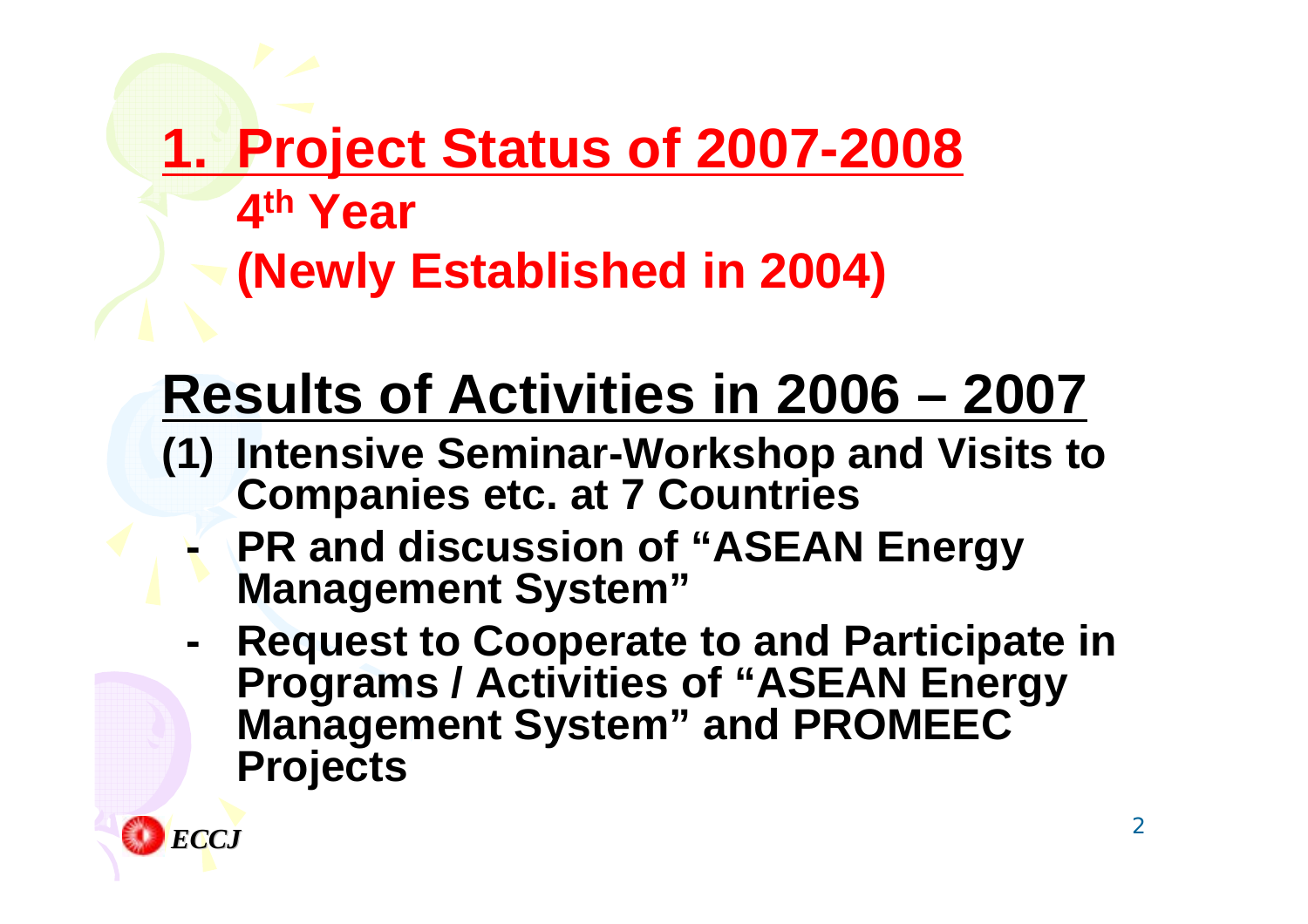# 1. Project Status of 2007-2008

## 4th Year

## (Newly Established in 2004)

# Results of Activities in 2006 – 2007

**(1) Intensive Seminar-Workshop and Visits to Companies etc. at 7 Countries**

- **PR and discussion of "ASEAN Energy Management System"**
- **Request to Cooperate to and Participate in Programs / Activities of "ASEAN Energy Management System" and PROMEEC Projects**

ECCJ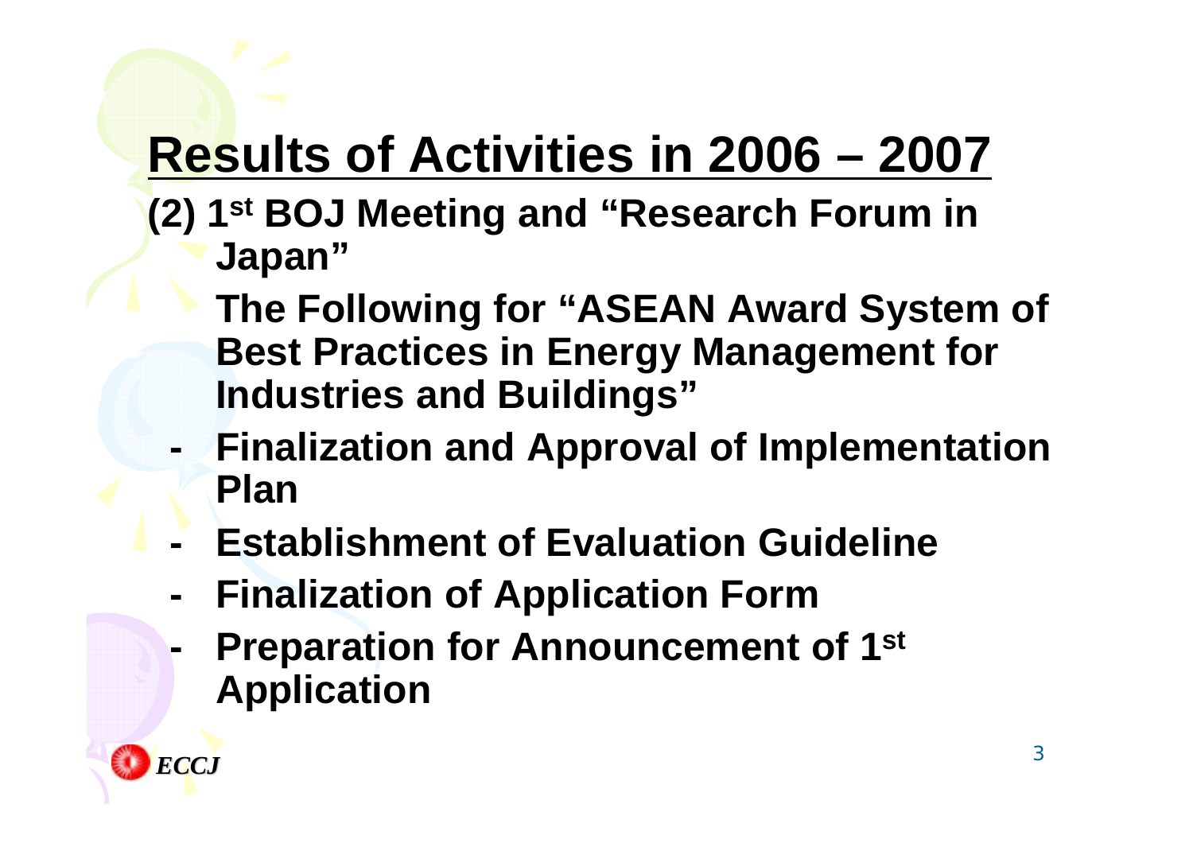# Results of Activities in 2006 – 2007

**(2) 1st BOJ Meeting and "Research Forum in Japan"**

**The Following for "ASEAN Award System of Best Practices in Energy Management for Industries and Buildings"**

- **Finalization and Approval of Implementation Plan**
- **Establishment of Evaluation Guideline**
- **Finalization of Application Form**
- **Preparation for Announcement of 1st Application**

*ECCJ*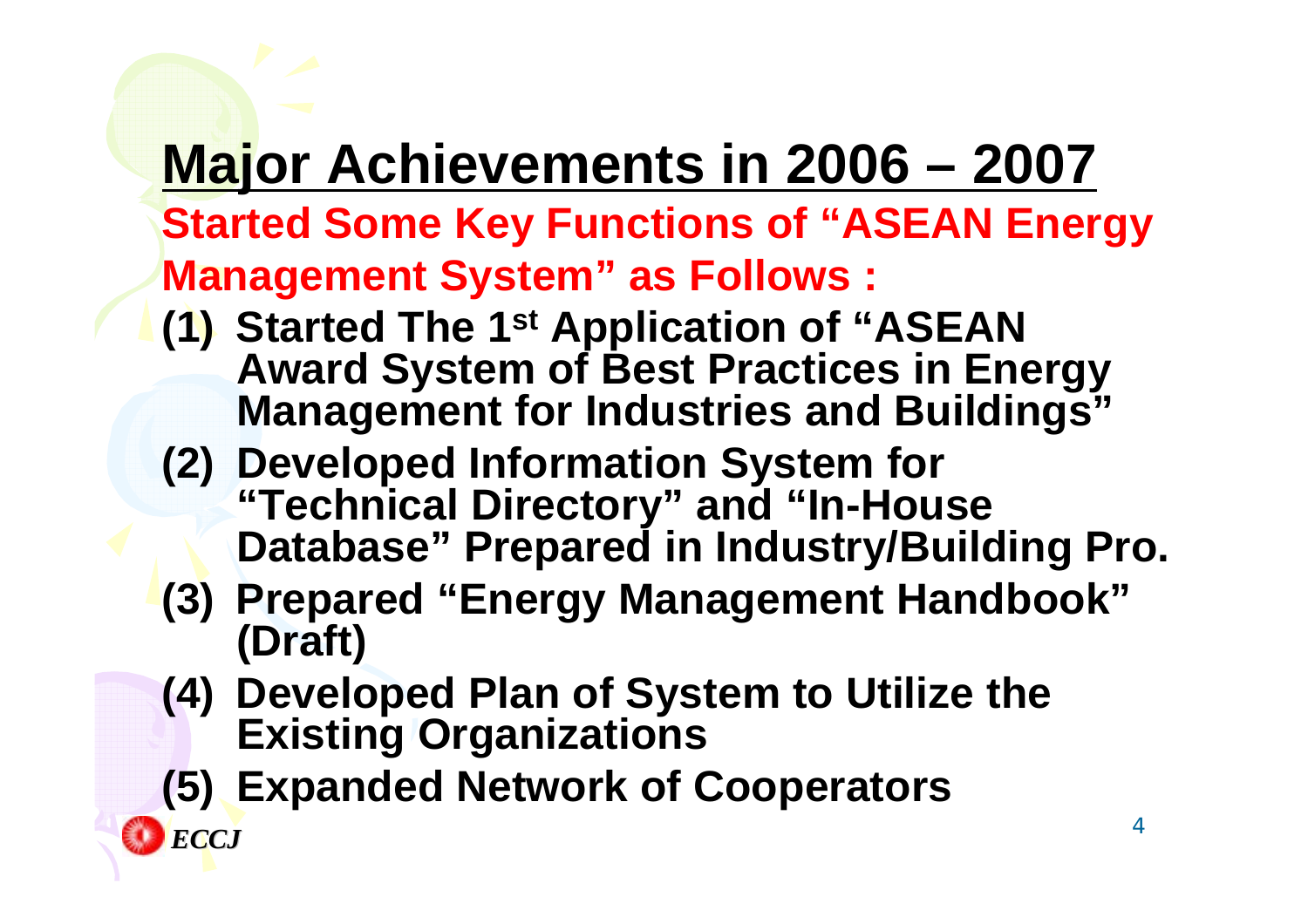# Major Achievements in 2006 – 2007

**Started Some Key Functions of "ASEAN Energy Management System" as Follows :**

**(1) Started The 1st Application of "ASEAN Award System of Best Practices in Energy Management for Industries and Buildings"**

**(2) Developed Information System for "Technical Directory" and "In-House Database" Prepared in Industry/Building Pro.**

**(3) Prepared "Energy Management Handbook" (Draft)**

**(4) Developed Plan of System to Utilize the Existing Organizations**

**(5) Expanded Network of Cooperators**

*ECCJ*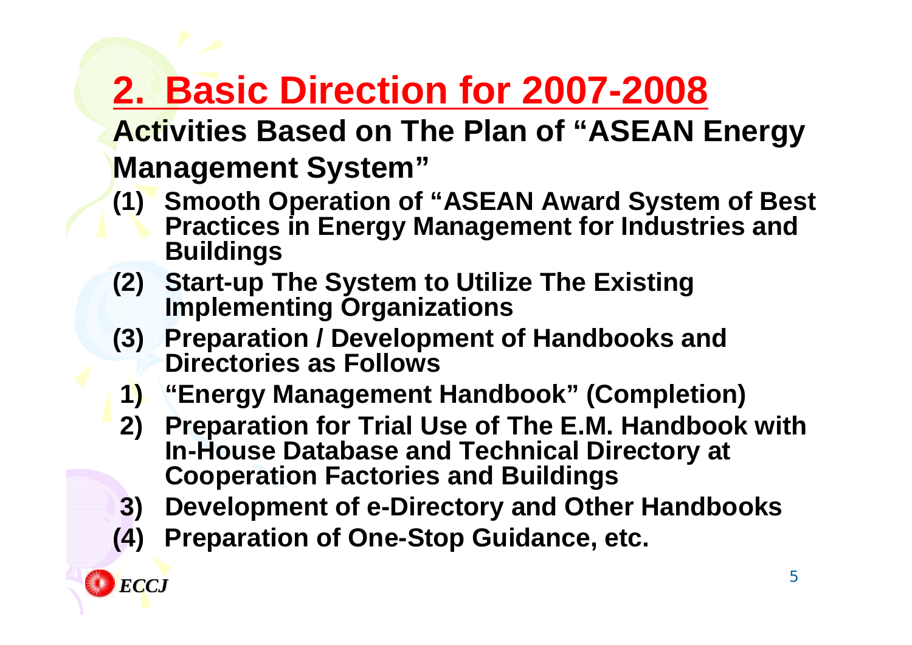# 2. Basic Direction for 2007-2008

**Activities Based on The Plan of "ASEAN Energy Management System"**

- **(1) Smooth Operation of "ASEAN Award System of Best Practices in Energy Management for Industries and Buildings**
- **(2) Start-up The System to Utilize The Existing Implementing Organizations**
- **(3) Preparation / Development of Handbooks and Directories as Follows**
  - **1) "Energy Management Handbook" (Completion)**
  - **2) Preparation for Trial Use of The E.M. Handbook with In-House Database and Technical Directory at Cooperation Factories and Buildings**
  - **3) Development of e-Directory and Other Handbooks**
- **(4) Preparation of One-Stop Guidance, etc.**

*ECCJ*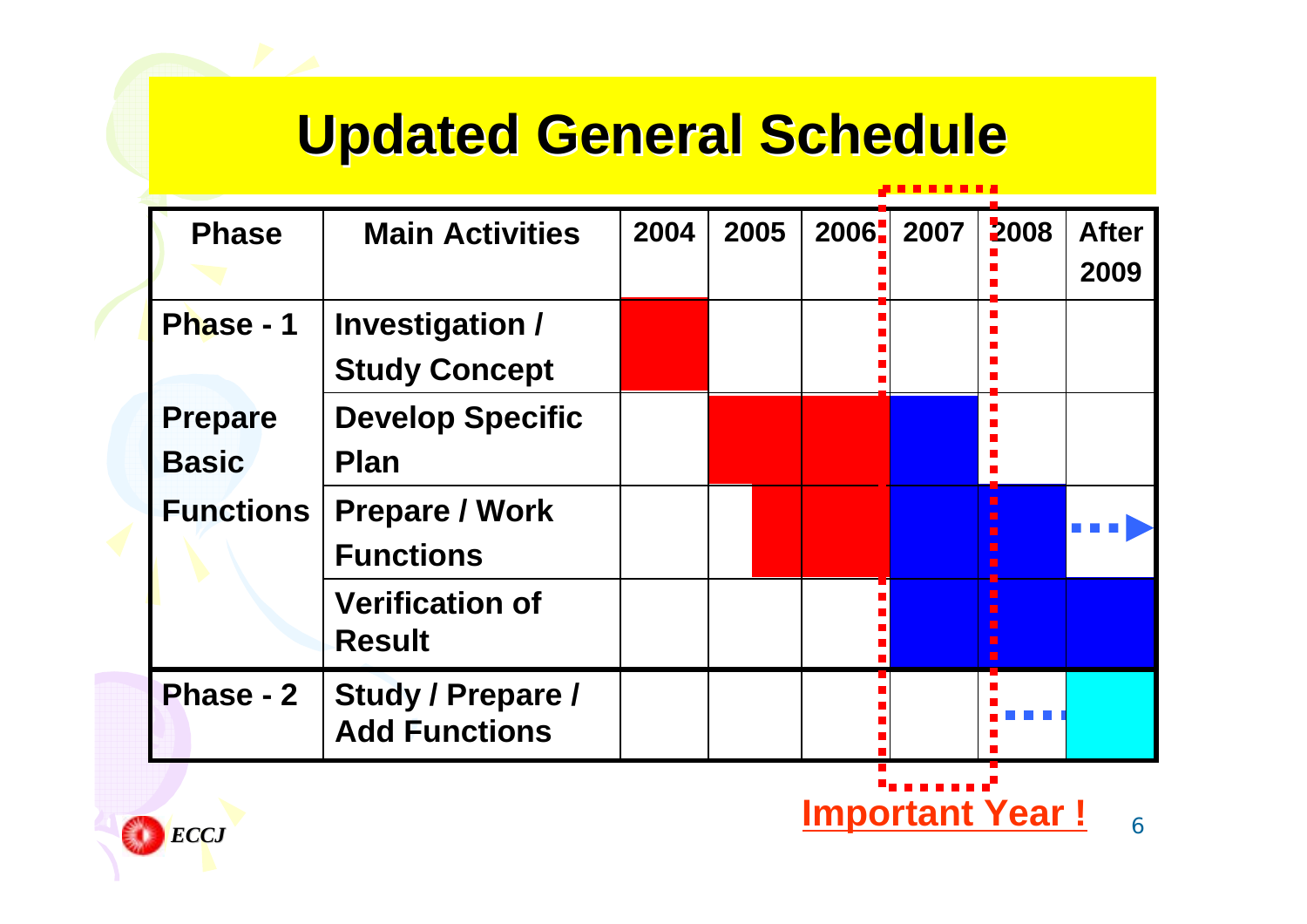# Updated General Schedule

| Phase | Main Activities | 2004 | 2005 | 2006 | 2007 | 2008 | After 2009 |
|---|---|---|---|---|---|---|---|
| Phase - 1 | Investigation / Study Concept | | | | | | |
| Prepare Basic | Develop Specific Plan | | | | | | |
| Functions | Prepare / Work Functions | | | | | | |
| | Verification of Result | | | | | | |
| Phase - 2 | Study / Prepare / Add Functions | | | | | | |

Important Year !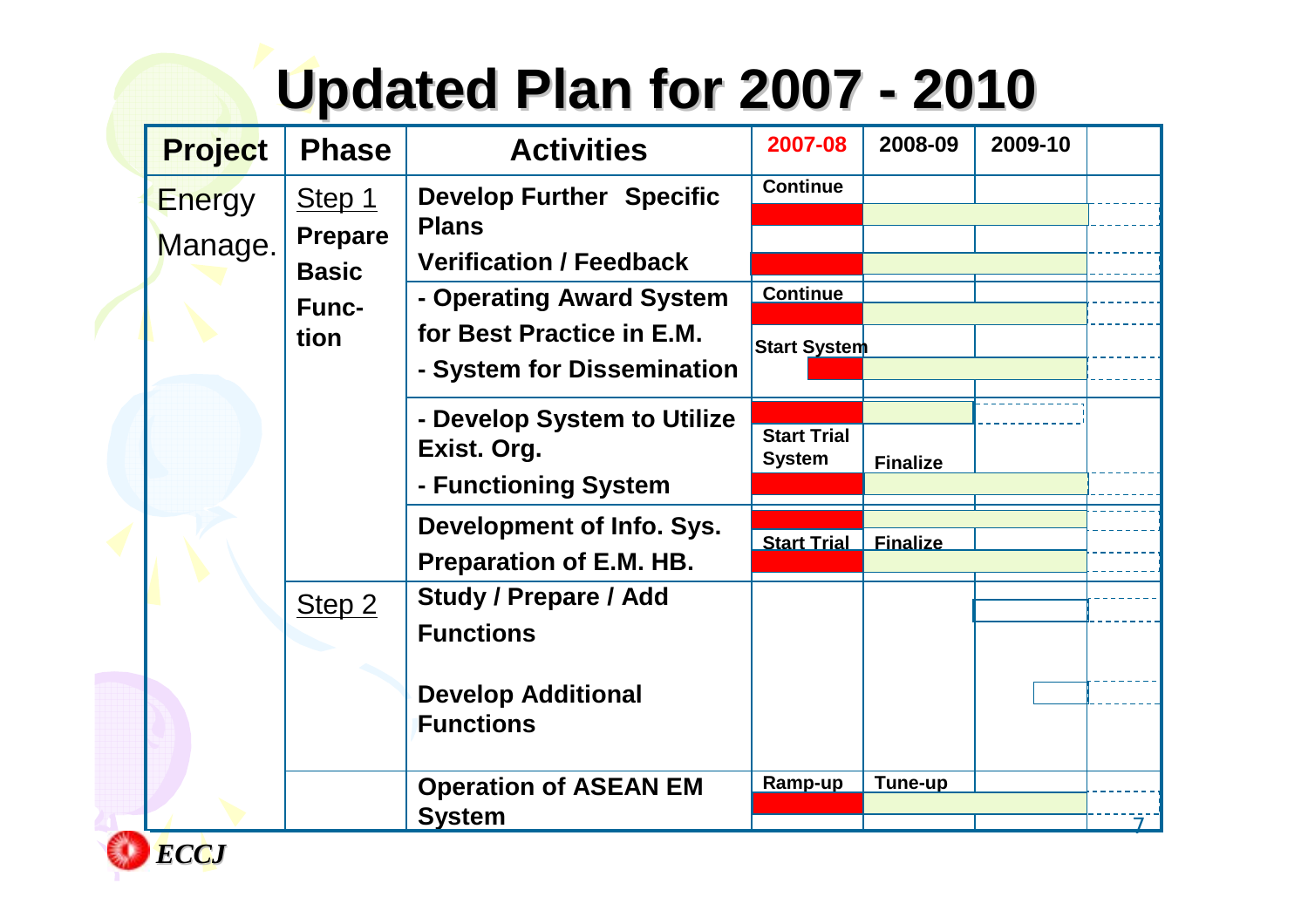# Updated Plan for 2007 - 2010

| Project | Phase | Activities | 2007-08 | 2008-09 | 2009-10 | |
|---|---|---|---|---|---|---|
| Energy Manage. | Step 1 Prepare Basic Func-tion | **Develop Further Specific Plans** | Continue | | | |
| | | **Verification / Feedback** | | | | |
| | | **- Operating Award System for Best Practice in E.M.** | Continue | | | |
| | | **- System for Dissemination** | Start System | | | |
| | | **- Develop System to Utilize Exist. Org.** | Start Trial System | Finalize | | |
| | | **- Functioning System** | | | | |
| | | **Development of Info. Sys.** | Start Trial | Finalize | | |
| | | **Preparation of E.M. HB.** | | | | |
| | Step 2 | **Study / Prepare / Add Functions** | | | | |
| | | **Develop Additional Functions** | | | | |
| | | **Operation of ASEAN EM System** | Ramp-up | Tune-up | | |

*ECCJ*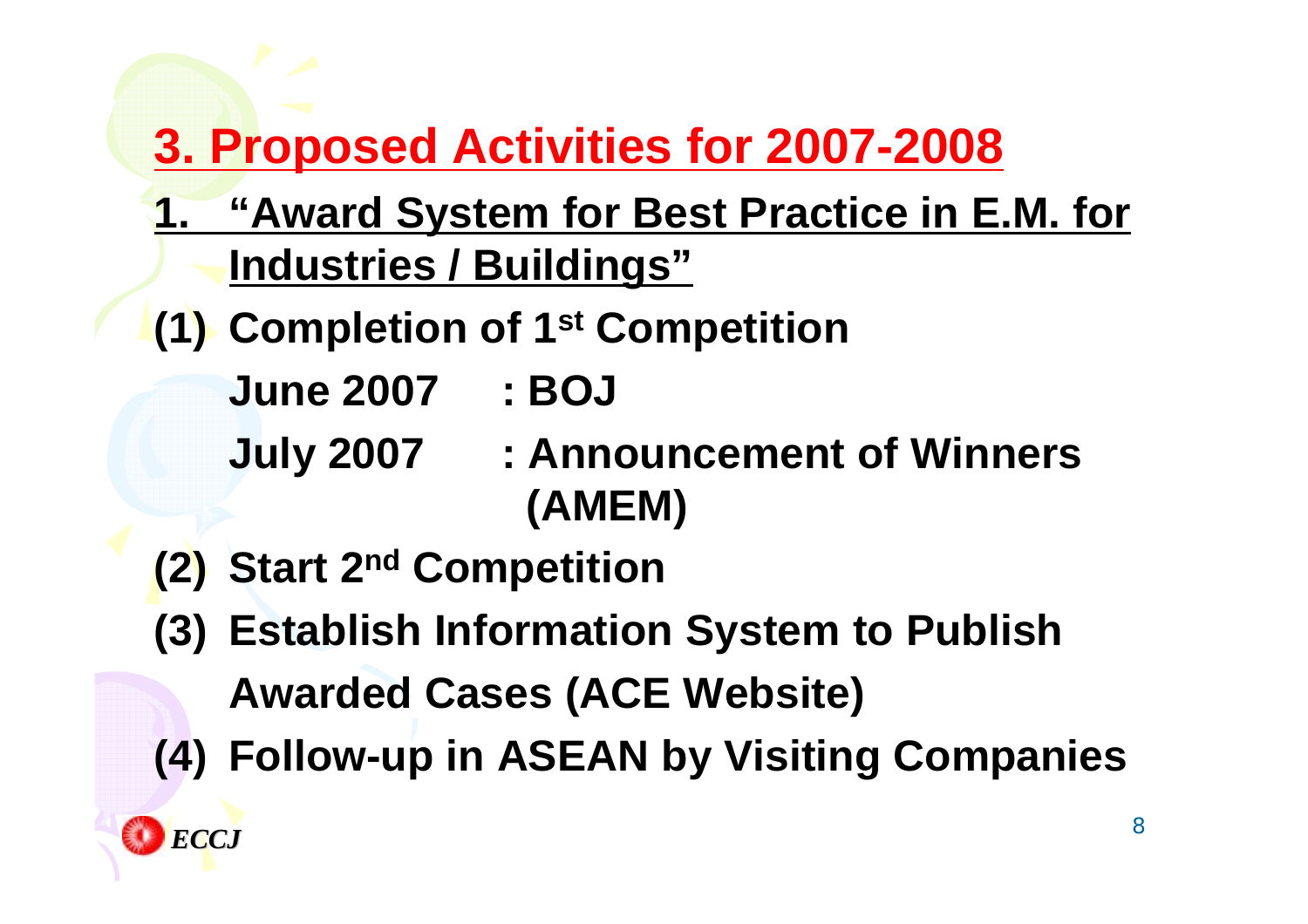# 3. Proposed Activities for 2007-2008

## 1. "Award System for Best Practice in E.M. for Industries / Buildings"

**(1) Completion of 1st Competition**

**June 2007 : BOJ**

**July 2007 : Announcement of Winners (AMEM)**

**(2) Start 2nd Competition**

**(3) Establish Information System to Publish Awarded Cases (ACE Website)**

**(4) Follow-up in ASEAN by Visiting Companies**

*ECCJ*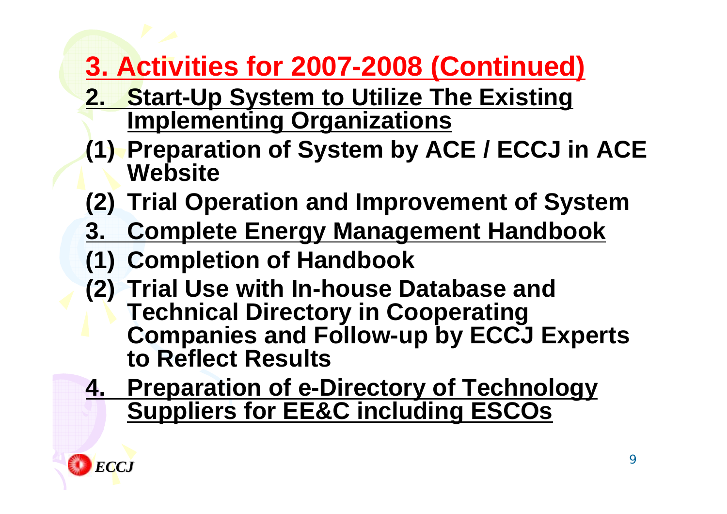# 3. Activities for 2007-2008 (Continued)

**2. Start-Up System to Utilize The Existing Implementing Organizations**

**(1) Preparation of System by ACE / ECCJ in ACE Website**

**(2) Trial Operation and Improvement of System**

**3. Complete Energy Management Handbook**

**(1) Completion of Handbook**

**(2) Trial Use with In-house Database and Technical Directory in Cooperating Companies and Follow-up by ECCJ Experts to Reflect Results**

**4. Preparation of e-Directory of Technology Suppliers for EE&C including ESCOs**

ECCJ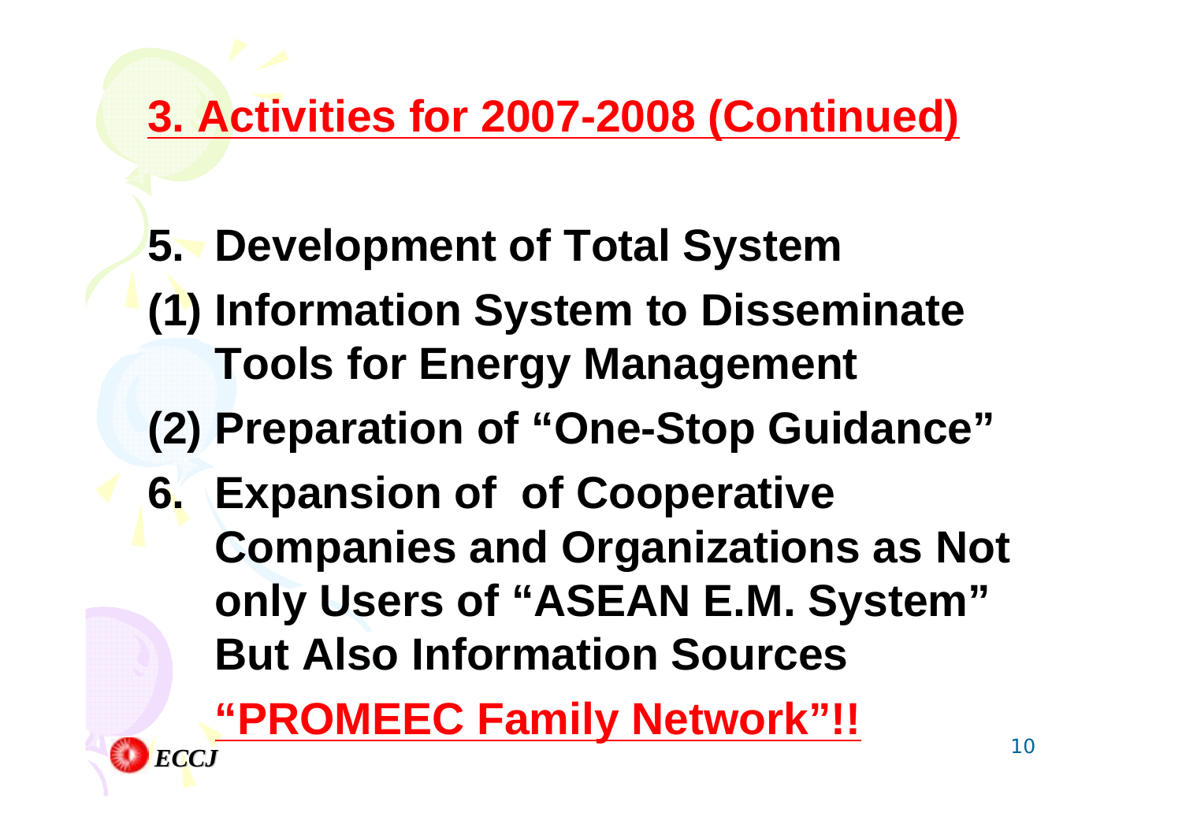# 3. Activities for 2007-2008 (Continued)

**5. Development of Total System**

**(1) Information System to Disseminate Tools for Energy Management**

**(2) Preparation of "One-Stop Guidance"**

**6. Expansion of of Cooperative Companies and Organizations as Not only Users of "ASEAN E.M. System" But Also Information Sources**

**"PROMEEC Family Network"!!**

*ECCJ*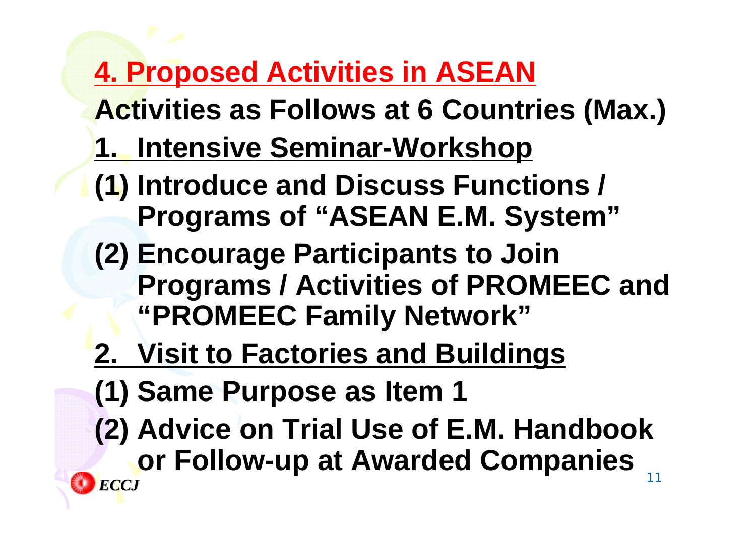## 4. Proposed Activities in ASEAN

**Activities as Follows at 6 Countries (Max.)**

**1. Intensive Seminar-Workshop**

**(1) Introduce and Discuss Functions / Programs of "ASEAN E.M. System"**

**(2) Encourage Participants to Join Programs / Activities of PROMEEC and "PROMEEC Family Network"**

**2. Visit to Factories and Buildings**

**(1) Same Purpose as Item 1**

**(2) Advice on Trial Use of E.M. Handbook or Follow-up at Awarded Companies**

*ECCJ*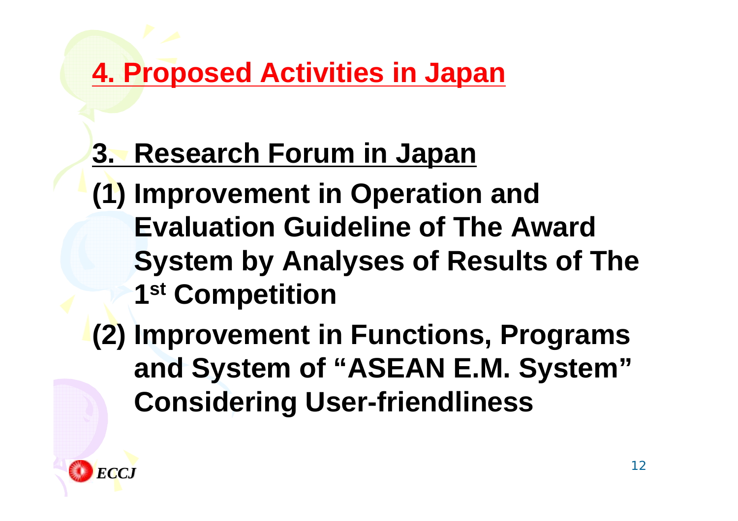# 4. Proposed Activities in Japan

## 3. Research Forum in Japan

**(1) Improvement in Operation and Evaluation Guideline of The Award System by Analyses of Results of The 1st Competition**

**(2) Improvement in Functions, Programs and System of "ASEAN E.M. System" Considering User-friendliness**

*ECCJ*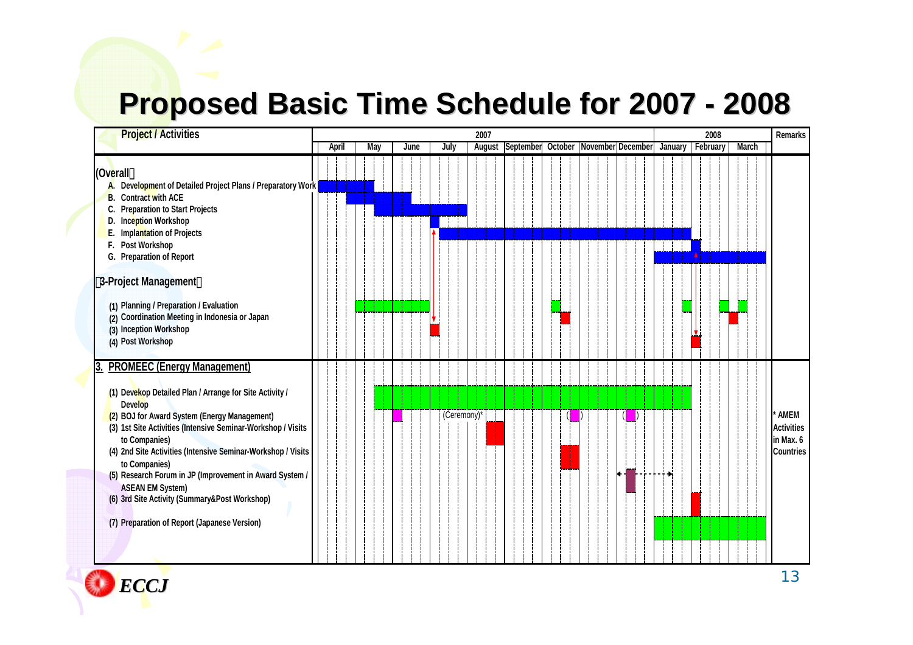# Proposed Basic Time Schedule for 2007 - 2008

| Project / Activities | April | May | June | July | August | September | October | November | December | January | February | March | Remarks |
|---|---|---|---|---|---|---|---|---|---|---|---|---|---|
| | 2007 | | | | | | | | | 2008 | | | |
| **(Overall)** | | | | | | | | | | | | | |
| A. Development of Detailed Project Plans / Preparatory Work | ■ | ■ | | | | | | | | | | | |
| B. Contract with ACE | | ■ | ■ | | | | | | | | | | |
| C. Preparation to Start Projects | | ■ | ■ | ■ | | | | | | | | | |
| D. Inception Workshop | | | | ■ | | | | | | | | | |
| E. Implantation of Projects | | | | ■ | ■ | ■ | ■ | ■ | ■ | ■ | | | |
| F. Post Workshop | | | | | | | | | | | ■ | | |
| G. Preparation of Report | | | | | | | | | | ■ | ■ | ■ | |
| **(3-Project Management)** | | | | | | | | | | | | | |
| (1) Planning / Preparation / Evaluation | | ■ | ■ | | | | ■ | | | ■ | ■ | ■ | |
| (2) Coordination Meeting in Indonesia or Japan | | | | | | | ■ | | | | | ■ | |
| (3) Inception Workshop | | | | ■ | | | | | | | | | |
| (4) Post Workshop | | | | | | | | | | | ■ | | |
| **3. PROMEEC (Energy Management)** | | | | | | | | | | | | | |
| (1) Devekop Detailed Plan / Arrange for Site Activity / Develop | | ■ | ■ | ■ | ■ | ■ | ■ | ■ | ■ | ■ | | | |
| (2) BOJ for Award System (Energy Management) | | | ■ | (Ceremony)* | | | ( ■ ) | | ( ■ ) | | | | * AMEM |
| (3) 1st Site Activities (Intensive Seminar-Workshop / Visits to Companies) | | | | | ■ | | | | | | | | Activities in Max. 6 Countries |
| (4) 2nd Site Activities (Intensive Seminar-Workshop / Visits to Companies) | | | | | | | ■ | | | | | | |
| (5) Research Forum in JP (Improvement in Award System / ASEAN EM System) | | | | | | | | | ■ ← - - → | | | | |
| (6) 3rd Site Activity (Summary&Post Workshop) | | | | | | | | | | | ■ | | |
| (7) Preparation of Report (Japanese Version) | | | | | | | | | | ■ | ■ | ■ | |

*ECCJ*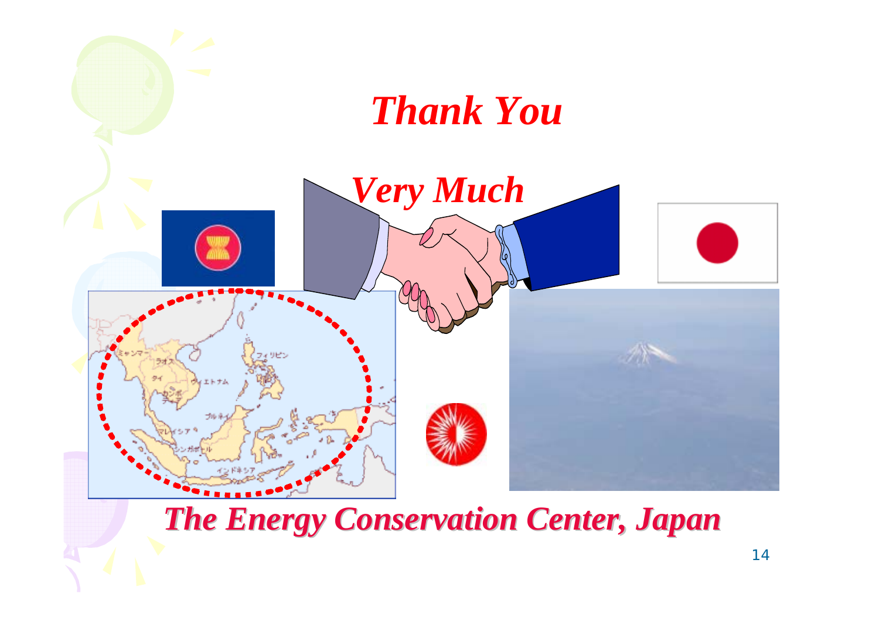# *Thank You*

## *Very Much*

***The Energy Conservation Center, Japan***